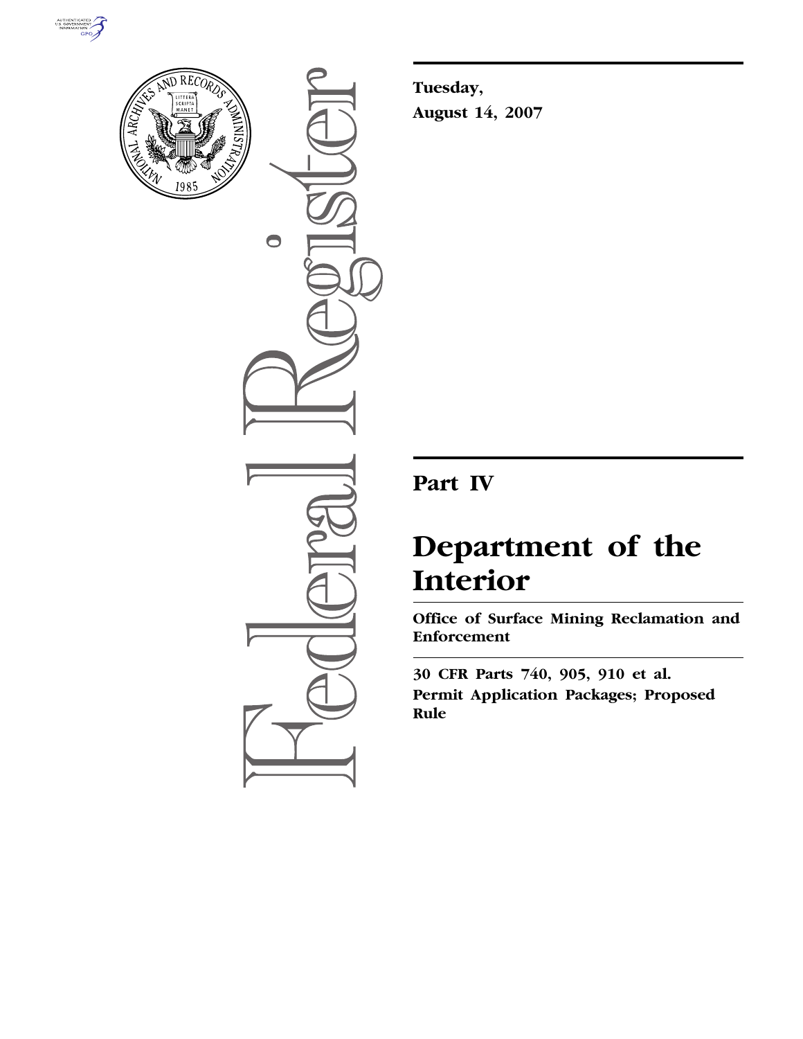Tuesday,

August 14, 2007

# Part IV

# Department of the Interior

**Office of Surface Mining Reclamation and Enforcement**

**30 CFR Parts 740, 905, 910 et al.**

**Permit Application Packages; Proposed Rule**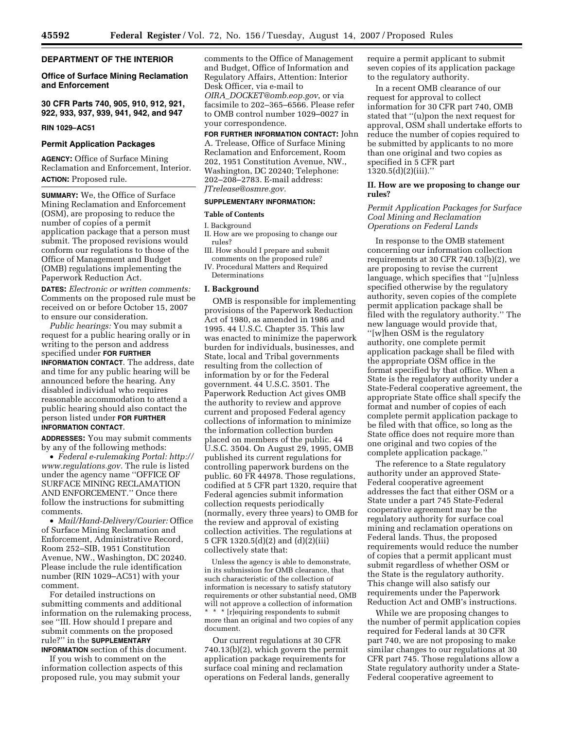## DEPARTMENT OF THE INTERIOR

### Office of Surface Mining Reclamation and Enforcement

### 30 CFR Parts 740, 905, 910, 912, 921, 922, 933, 937, 939, 941, 942, and 947

**RIN 1029–AC51**

### Permit Application Packages

**AGENCY:** Office of Surface Mining Reclamation and Enforcement, Interior.

**ACTION:** Proposed rule.

**SUMMARY:** We, the Office of Surface Mining Reclamation and Enforcement (OSM), are proposing to reduce the number of copies of a permit application package that a person must submit. The proposed revisions would conform our regulations to those of the Office of Management and Budget (OMB) regulations implementing the Paperwork Reduction Act.

**DATES:** *Electronic or written comments:* Comments on the proposed rule must be received on or before October 15, 2007 to ensure our consideration.

*Public hearings:* You may submit a request for a public hearing orally or in writing to the person and address specified under **FOR FURTHER INFORMATION CONTACT**. The address, date and time for any public hearing will be announced before the hearing. Any disabled individual who requires reasonable accommodation to attend a public hearing should also contact the person listed under **FOR FURTHER INFORMATION CONTACT**.

**ADDRESSES:** You may submit comments by any of the following methods:

- *Federal e-rulemaking Portal: http://www.regulations.gov.* The rule is listed under the agency name ''OFFICE OF SURFACE MINING RECLAMATION AND ENFORCEMENT.'' Once there follow the instructions for submitting comments.
- *Mail/Hand-Delivery/Courier:* Office of Surface Mining Reclamation and Enforcement, Administrative Record, Room 252–SIB, 1951 Constitution Avenue, NW., Washington, DC 20240. Please include the rule identification number (RIN 1029–AC51) with your comment.

For detailed instructions on submitting comments and additional information on the rulemaking process, see ''III. How should I prepare and submit comments on the proposed rule?'' in the **SUPPLEMENTARY INFORMATION** section of this document.

If you wish to comment on the information collection aspects of this proposed rule, you may submit your comments to the Office of Management and Budget, Office of Information and Regulatory Affairs, Attention: Interior Desk Officer, via e-mail to *OIRA_DOCKET@omb.eop.gov*, or via facsimile to 202–395–6566. Please refer to OMB control number 1029–0027 in your correspondence.

**FOR FURTHER INFORMATION CONTACT:** John A. Trelease, Office of Surface Mining Reclamation and Enforcement, Room 202, 1951 Constitution Avenue, NW., Washington, DC 20240; Telephone: 202–208–2783. E-mail address: *JTrelease@osmre.gov.*

**SUPPLEMENTARY INFORMATION:**

**Table of Contents**

I. Background
II. How are we proposing to change our rules?
III. How should I prepare and submit comments on the proposed rule?
IV. Procedural Matters and Required Determinations

### I. Background

OMB is responsible for implementing provisions of the Paperwork Reduction Act of 1980, as amended in 1986 and 1995. 44 U.S.C. Chapter 35. This law was enacted to minimize the paperwork burden for individuals, businesses, and State, local and Tribal governments resulting from the collection of information by or for the Federal government. 44 U.S.C. 3501. The Paperwork Reduction Act gives OMB the authority to review and approve current and proposed Federal agency collections of information to minimize the information collection burden placed on members of the public. 44 U.S.C. 3504. On August 29, 1995, OMB published its current regulations for controlling paperwork burdens on the public. 60 FR 44978. Those regulations, codified at 5 CFR part 1320, require that Federal agencies submit information collection requests periodically (normally, every three years) to OMB for the review and approval of existing collection activities. The regulations at 5 CFR 1320.5(d)(2) and (d)(2)(iii) collectively state that:

> Unless the agency is able to demonstrate, in its submission for OMB clearance, that such characteristic of the collection of information is necessary to satisfy statutory requirements or other substantial need, OMB will not approve a collection of information * * * [r]equiring respondents to submit more than an original and two copies of any document.

Our current regulations at 30 CFR 740.13(b)(2), which govern the permit application package requirements for surface coal mining and reclamation operations on Federal lands, generally require a permit applicant to submit seven copies of its application package to the regulatory authority.

In a recent OMB clearance of our request for approval to collect information for 30 CFR part 740, OMB stated that ''(u)pon the next request for approval, OSM shall undertake efforts to reduce the number of copies required to be submitted by applicants to no more than one original and two copies as specified in 5 CFR part 1320.5(d)(2)(iii).''

### II. How are we proposing to change our rules?

*Permit Application Packages for Surface Coal Mining and Reclamation Operations on Federal Lands*

In response to the OMB statement concerning our information collection requirements at 30 CFR 740.13(b)(2), we are proposing to revise the current language, which specifies that ''[u]nless specified otherwise by the regulatory authority, seven copies of the complete permit application package shall be filed with the regulatory authority.'' The new language would provide that, ''[w]hen OSM is the regulatory authority, one complete permit application package shall be filed with the appropriate OSM office in the format specified by that office. When a State is the regulatory authority under a State-Federal cooperative agreement, the appropriate State office shall specify the format and number of copies of each complete permit application package to be filed with that office, so long as the State office does not require more than one original and two copies of the complete application package.''

The reference to a State regulatory authority under an approved State-Federal cooperative agreement addresses the fact that either OSM or a State under a part 745 State-Federal cooperative agreement may be the regulatory authority for surface coal mining and reclamation operations on Federal lands. Thus, the proposed requirements would reduce the number of copies that a permit applicant must submit regardless of whether OSM or the State is the regulatory authority. This change will also satisfy our requirements under the Paperwork Reduction Act and OMB's instructions.

While we are proposing changes to the number of permit application copies required for Federal lands at 30 CFR part 740, we are not proposing to make similar changes to our regulations at 30 CFR part 745. Those regulations allow a State regulatory authority under a State-Federal cooperative agreement to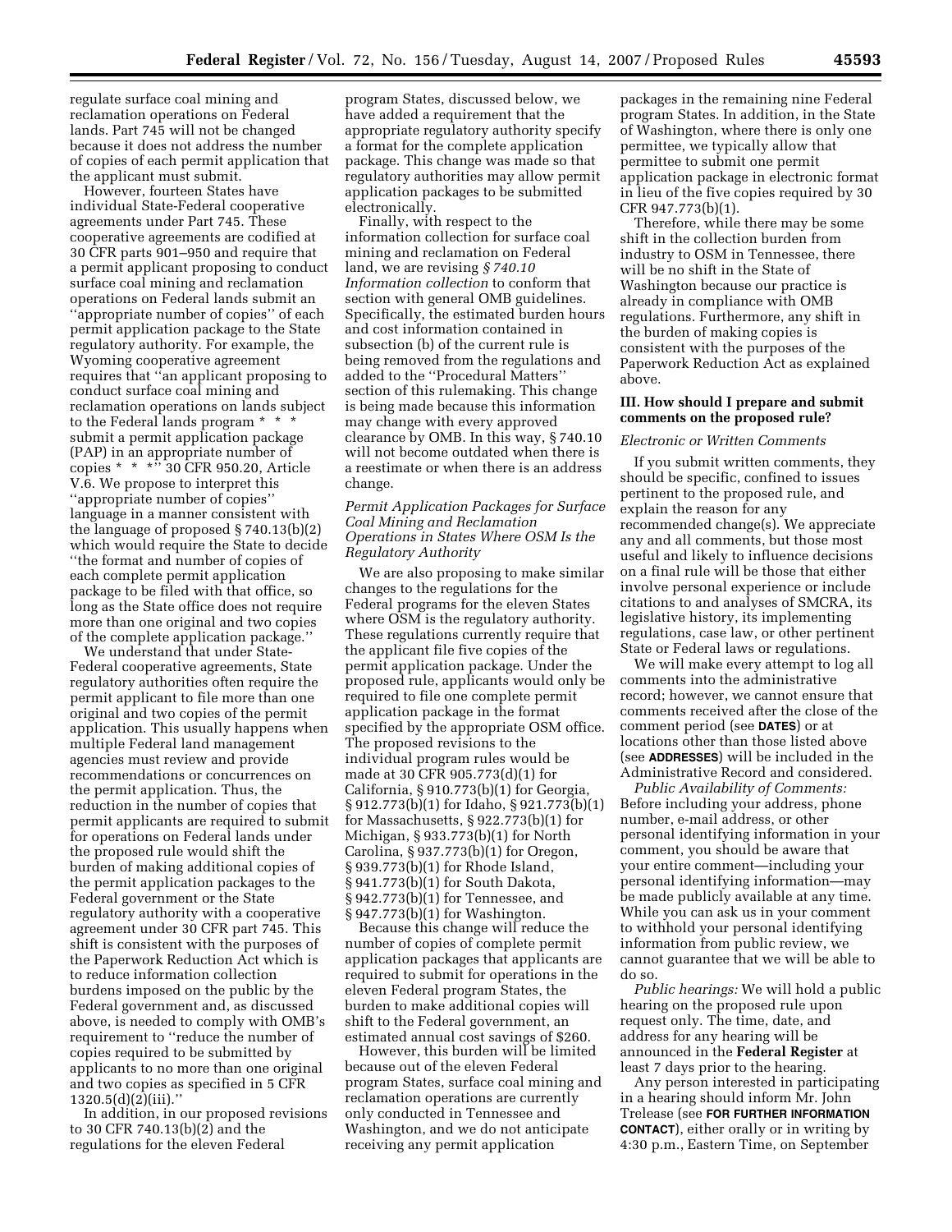regulate surface coal mining and reclamation operations on Federal lands. Part 745 will not be changed because it does not address the number of copies of each permit application that the applicant must submit.

However, fourteen States have individual State-Federal cooperative agreements under Part 745. These cooperative agreements are codified at 30 CFR parts 901–950 and require that a permit applicant proposing to conduct surface coal mining and reclamation operations on Federal lands submit an ''appropriate number of copies'' of each permit application package to the State regulatory authority. For example, the Wyoming cooperative agreement requires that ''an applicant proposing to conduct surface coal mining and reclamation operations on lands subject to the Federal lands program * * * submit a permit application package (PAP) in an appropriate number of copies * * *'' 30 CFR 950.20, Article V.6. We propose to interpret this ''appropriate number of copies'' language in a manner consistent with the language of proposed § 740.13(b)(2) which would require the State to decide ''the format and number of copies of each complete permit application package to be filed with that office, so long as the State office does not require more than one original and two copies of the complete application package.''

We understand that under State-Federal cooperative agreements, State regulatory authorities often require the permit applicant to file more than one original and two copies of the permit application. This usually happens when multiple Federal land management agencies must review and provide recommendations or concurrences on the permit application. Thus, the reduction in the number of copies that permit applicants are required to submit for operations on Federal lands under the proposed rule would shift the burden of making additional copies of the permit application packages to the Federal government or the State regulatory authority with a cooperative agreement under 30 CFR part 745. This shift is consistent with the purposes of the Paperwork Reduction Act which is to reduce information collection burdens imposed on the public by the Federal government and, as discussed above, is needed to comply with OMB's requirement to ''reduce the number of copies required to be submitted by applicants to no more than one original and two copies as specified in 5 CFR 1320.5(d)(2)(iii).''

In addition, in our proposed revisions to 30 CFR 740.13(b)(2) and the regulations for the eleven Federal program States, discussed below, we have added a requirement that the appropriate regulatory authority specify a format for the complete application package. This change was made so that regulatory authorities may allow permit application packages to be submitted electronically.

Finally, with respect to the information collection for surface coal mining and reclamation on Federal land, we are revising *§ 740.10 Information collection* to conform that section with general OMB guidelines. Specifically, the estimated burden hours and cost information contained in subsection (b) of the current rule is being removed from the regulations and added to the ''Procedural Matters'' section of this rulemaking. This change is being made because this information may change with every approved clearance by OMB. In this way, § 740.10 will not become outdated when there is a reestimate or when there is an address change.

*Permit Application Packages for Surface Coal Mining and Reclamation Operations in States Where OSM Is the Regulatory Authority*

We are also proposing to make similar changes to the regulations for the Federal programs for the eleven States where OSM is the regulatory authority. These regulations currently require that the applicant file five copies of the permit application package. Under the proposed rule, applicants would only be required to file one complete permit application package in the format specified by the appropriate OSM office. The proposed revisions to the individual program rules would be made at 30 CFR 905.773(d)(1) for California, § 910.773(b)(1) for Georgia, § 912.773(b)(1) for Idaho, § 921.773(b)(1) for Massachusetts, § 922.773(b)(1) for Michigan, § 933.773(b)(1) for North Carolina, § 937.773(b)(1) for Oregon, § 939.773(b)(1) for Rhode Island, § 941.773(b)(1) for South Dakota, § 942.773(b)(1) for Tennessee, and § 947.773(b)(1) for Washington.

Because this change will reduce the number of copies of complete permit application packages that applicants are required to submit for operations in the eleven Federal program States, the burden to make additional copies will shift to the Federal government, an estimated annual cost savings of $260.

However, this burden will be limited because out of the eleven Federal program States, surface coal mining and reclamation operations are currently only conducted in Tennessee and Washington, and we do not anticipate receiving any permit application packages in the remaining nine Federal program States. In addition, in the State of Washington, where there is only one permittee, we typically allow that permittee to submit one permit application package in electronic format in lieu of the five copies required by 30 CFR 947.773(b)(1).

Therefore, while there may be some shift in the collection burden from industry to OSM in Tennessee, there will be no shift in the State of Washington because our practice is already in compliance with OMB regulations. Furthermore, any shift in the burden of making copies is consistent with the purposes of the Paperwork Reduction Act as explained above.

## III. How should I prepare and submit comments on the proposed rule?

*Electronic or Written Comments*

If you submit written comments, they should be specific, confined to issues pertinent to the proposed rule, and explain the reason for any recommended change(s). We appreciate any and all comments, but those most useful and likely to influence decisions on a final rule will be those that either involve personal experience or include citations to and analyses of SMCRA, its legislative history, its implementing regulations, case law, or other pertinent State or Federal laws or regulations.

We will make every attempt to log all comments into the administrative record; however, we cannot ensure that comments received after the close of the comment period (see **DATES**) or at locations other than those listed above (see **ADDRESSES**) will be included in the Administrative Record and considered.

*Public Availability of Comments:* Before including your address, phone number, e-mail address, or other personal identifying information in your comment, you should be aware that your entire comment—including your personal identifying information—may be made publicly available at any time. While you can ask us in your comment to withhold your personal identifying information from public review, we cannot guarantee that we will be able to do so.

*Public hearings:* We will hold a public hearing on the proposed rule upon request only. The time, date, and address for any hearing will be announced in the **Federal Register** at least 7 days prior to the hearing.

Any person interested in participating in a hearing should inform Mr. John Trelease (see **FOR FURTHER INFORMATION CONTACT**), either orally or in writing by 4:30 p.m., Eastern Time, on September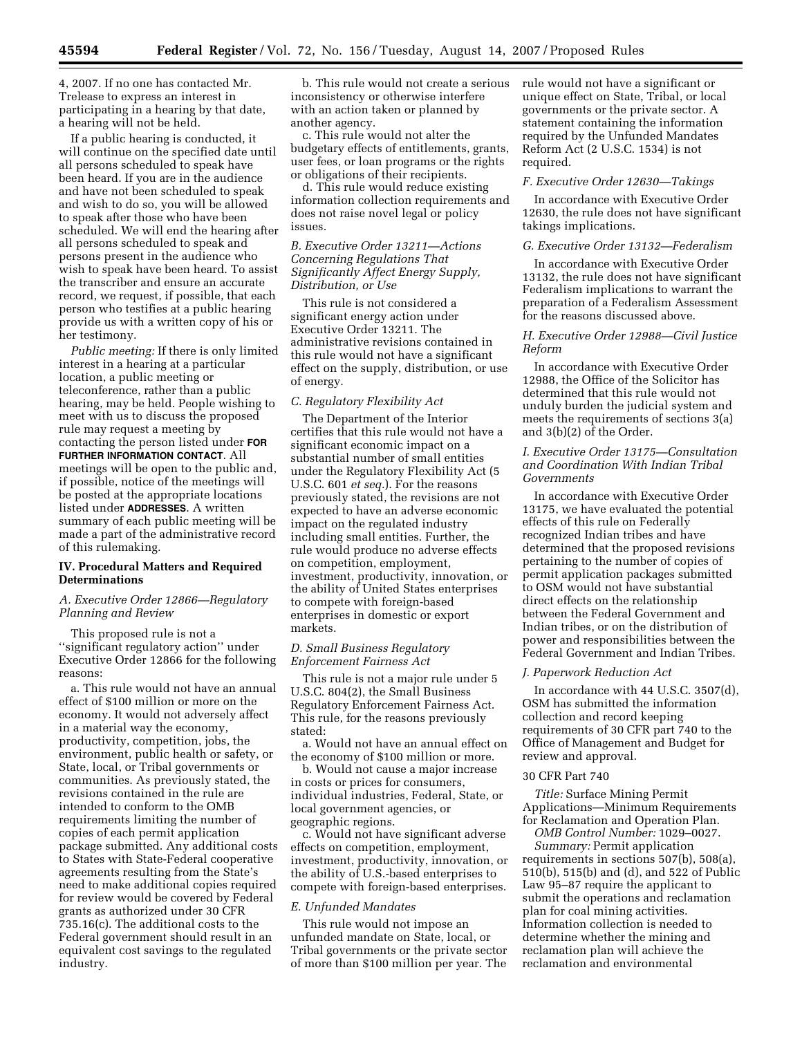4, 2007. If no one has contacted Mr. Trelease to express an interest in participating in a hearing by that date, a hearing will not be held.

If a public hearing is conducted, it will continue on the specified date until all persons scheduled to speak have been heard. If you are in the audience and have not been scheduled to speak and wish to do so, you will be allowed to speak after those who have been scheduled. We will end the hearing after all persons scheduled to speak and persons present in the audience who wish to speak have been heard. To assist the transcriber and ensure an accurate record, we request, if possible, that each person who testifies at a public hearing provide us with a written copy of his or her testimony.

*Public meeting:* If there is only limited interest in a hearing at a particular location, a public meeting or teleconference, rather than a public hearing, may be held. People wishing to meet with us to discuss the proposed rule may request a meeting by contacting the person listed under **FOR FURTHER INFORMATION CONTACT**. All meetings will be open to the public and, if possible, notice of the meetings will be posted at the appropriate locations listed under **ADDRESSES**. A written summary of each public meeting will be made a part of the administrative record of this rulemaking.

## IV. Procedural Matters and Required Determinations

### *A. Executive Order 12866—Regulatory Planning and Review*

This proposed rule is not a ''significant regulatory action'' under Executive Order 12866 for the following reasons:

a. This rule would not have an annual effect of $100 million or more on the economy. It would not adversely affect in a material way the economy, productivity, competition, jobs, the environment, public health or safety, or State, local, or Tribal governments or communities. As previously stated, the revisions contained in the rule are intended to conform to the OMB requirements limiting the number of copies of each permit application package submitted. Any additional costs to States with State-Federal cooperative agreements resulting from the State's need to make additional copies required for review would be covered by Federal grants as authorized under 30 CFR 735.16(c). The additional costs to the Federal government should result in an equivalent cost savings to the regulated industry.

b. This rule would not create a serious inconsistency or otherwise interfere with an action taken or planned by another agency.

c. This rule would not alter the budgetary effects of entitlements, grants, user fees, or loan programs or the rights or obligations of their recipients.

d. This rule would reduce existing information collection requirements and does not raise novel legal or policy issues.

### *B. Executive Order 13211—Actions Concerning Regulations That Significantly Affect Energy Supply, Distribution, or Use*

This rule is not considered a significant energy action under Executive Order 13211. The administrative revisions contained in this rule would not have a significant effect on the supply, distribution, or use of energy.

### *C. Regulatory Flexibility Act*

The Department of the Interior certifies that this rule would not have a significant economic impact on a substantial number of small entities under the Regulatory Flexibility Act (5 U.S.C. 601 *et seq.*). For the reasons previously stated, the revisions are not expected to have an adverse economic impact on the regulated industry including small entities. Further, the rule would produce no adverse effects on competition, employment, investment, productivity, innovation, or the ability of United States enterprises to compete with foreign-based enterprises in domestic or export markets.

### *D. Small Business Regulatory Enforcement Fairness Act*

This rule is not a major rule under 5 U.S.C. 804(2), the Small Business Regulatory Enforcement Fairness Act. This rule, for the reasons previously stated:

a. Would not have an annual effect on the economy of $100 million or more.

b. Would not cause a major increase in costs or prices for consumers, individual industries, Federal, State, or local government agencies, or geographic regions.

c. Would not have significant adverse effects on competition, employment, investment, productivity, innovation, or the ability of U.S.-based enterprises to compete with foreign-based enterprises.

### *E. Unfunded Mandates*

This rule would not impose an unfunded mandate on State, local, or Tribal governments or the private sector of more than $100 million per year. The rule would not have a significant or unique effect on State, Tribal, or local governments or the private sector. A statement containing the information required by the Unfunded Mandates Reform Act (2 U.S.C. 1534) is not required.

### *F. Executive Order 12630—Takings*

In accordance with Executive Order 12630, the rule does not have significant takings implications.

### *G. Executive Order 13132—Federalism*

In accordance with Executive Order 13132, the rule does not have significant Federalism implications to warrant the preparation of a Federalism Assessment for the reasons discussed above.

### *H. Executive Order 12988—Civil Justice Reform*

In accordance with Executive Order 12988, the Office of the Solicitor has determined that this rule would not unduly burden the judicial system and meets the requirements of sections 3(a) and 3(b)(2) of the Order.

### *I. Executive Order 13175—Consultation and Coordination With Indian Tribal Governments*

In accordance with Executive Order 13175, we have evaluated the potential effects of this rule on Federally recognized Indian tribes and have determined that the proposed revisions pertaining to the number of copies of permit application packages submitted to OSM would not have substantial direct effects on the relationship between the Federal Government and Indian tribes, or on the distribution of power and responsibilities between the Federal Government and Indian Tribes.

### *J. Paperwork Reduction Act*

In accordance with 44 U.S.C. 3507(d), OSM has submitted the information collection and record keeping requirements of 30 CFR part 740 to the Office of Management and Budget for review and approval.

30 CFR Part 740

*Title:* Surface Mining Permit Applications—Minimum Requirements for Reclamation and Operation Plan.

*OMB Control Number:* 1029–0027.

*Summary:* Permit application requirements in sections 507(b), 508(a), 510(b), 515(b) and (d), and 522 of Public Law 95–87 require the applicant to submit the operations and reclamation plan for coal mining activities. Information collection is needed to determine whether the mining and reclamation plan will achieve the reclamation and environmental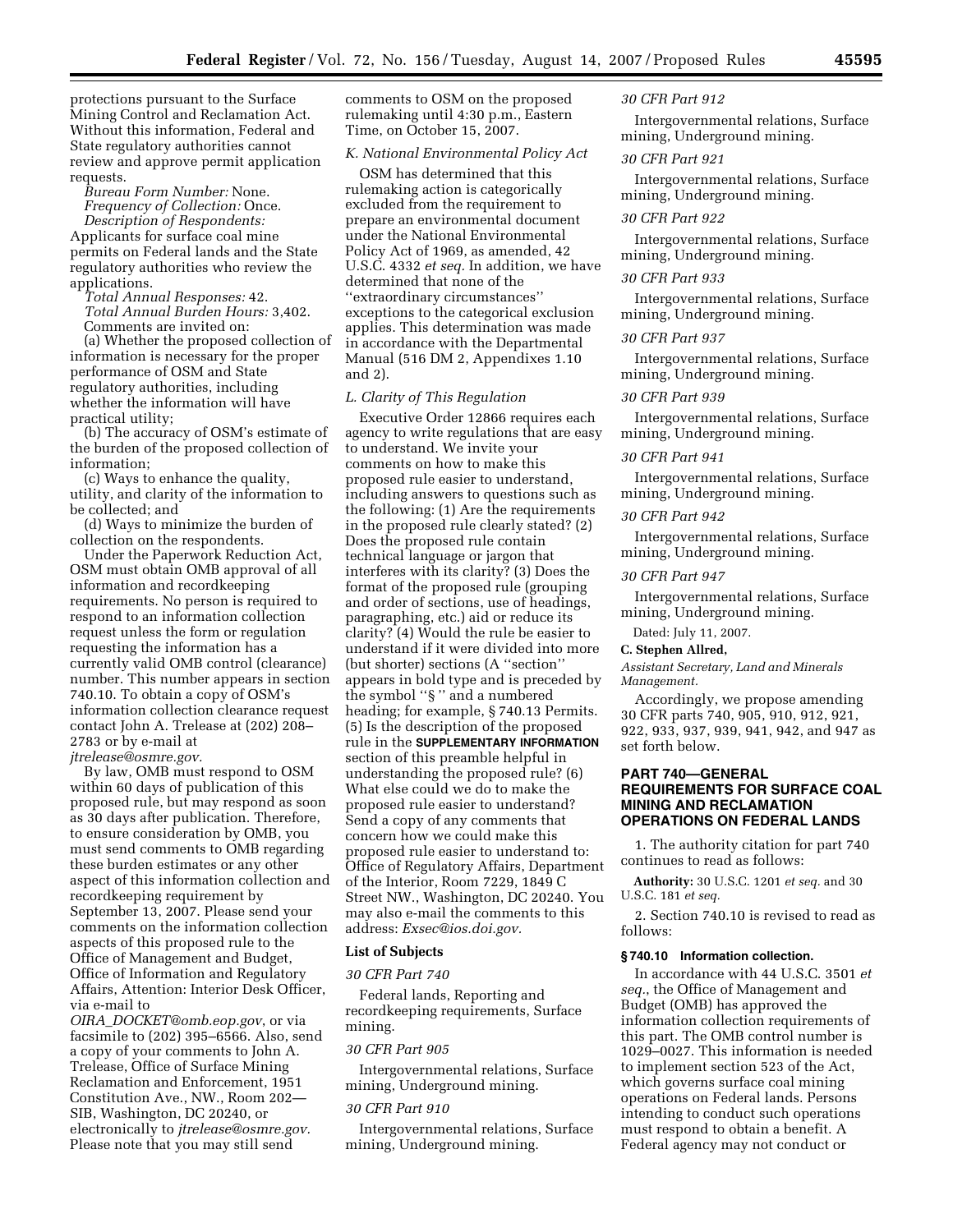protections pursuant to the Surface Mining Control and Reclamation Act. Without this information, Federal and State regulatory authorities cannot review and approve permit application requests.

*Bureau Form Number:* None.

*Frequency of Collection:* Once.

*Description of Respondents:* Applicants for surface coal mine permits on Federal lands and the State regulatory authorities who review the applications.

*Total Annual Responses:* 42.

*Total Annual Burden Hours:* 3,402.

Comments are invited on:

(a) Whether the proposed collection of information is necessary for the proper performance of OSM and State regulatory authorities, including whether the information will have practical utility;

(b) The accuracy of OSM's estimate of the burden of the proposed collection of information;

(c) Ways to enhance the quality, utility, and clarity of the information to be collected; and

(d) Ways to minimize the burden of collection on the respondents.

Under the Paperwork Reduction Act, OSM must obtain OMB approval of all information and recordkeeping requirements. No person is required to respond to an information collection request unless the form or regulation requesting the information has a currently valid OMB control (clearance) number. This number appears in section 740.10. To obtain a copy of OSM's information collection clearance request contact John A. Trelease at (202) 208–2783 or by e-mail at *jtrelease@osmre.gov.*

By law, OMB must respond to OSM within 60 days of publication of this proposed rule, but may respond as soon as 30 days after publication. Therefore, to ensure consideration by OMB, you must send comments to OMB regarding these burden estimates or any other aspect of this information collection and recordkeeping requirement by September 13, 2007. Please send your comments on the information collection aspects of this proposed rule to the Office of Management and Budget, Office of Information and Regulatory Affairs, Attention: Interior Desk Officer, via e-mail to *OIRA_DOCKET@omb.eop.gov*, or via facsimile to (202) 395–6566. Also, send a copy of your comments to John A. Trelease, Office of Surface Mining Reclamation and Enforcement, 1951 Constitution Ave., NW., Room 202—SIB, Washington, DC 20240, or electronically to *jtrelease@osmre.gov.* Please note that you may still send comments to OSM on the proposed rulemaking until 4:30 p.m., Eastern Time, on October 15, 2007.

### *K. National Environmental Policy Act*

OSM has determined that this rulemaking action is categorically excluded from the requirement to prepare an environmental document under the National Environmental Policy Act of 1969, as amended, 42 U.S.C. 4332 *et seq.* In addition, we have determined that none of the ''extraordinary circumstances'' exceptions to the categorical exclusion applies. This determination was made in accordance with the Departmental Manual (516 DM 2, Appendixes 1.10 and 2).

### *L. Clarity of This Regulation*

Executive Order 12866 requires each agency to write regulations that are easy to understand. We invite your comments on how to make this proposed rule easier to understand, including answers to questions such as the following: (1) Are the requirements in the proposed rule clearly stated? (2) Does the proposed rule contain technical language or jargon that interferes with its clarity? (3) Does the format of the proposed rule (grouping and order of sections, use of headings, paragraphing, etc.) aid or reduce its clarity? (4) Would the rule be easier to understand if it were divided into more (but shorter) sections (A ''section'' appears in bold type and is preceded by the symbol ''§ '' and a numbered heading; for example, § 740.13 Permits. (5) Is the description of the proposed rule in the **SUPPLEMENTARY INFORMATION** section of this preamble helpful in understanding the proposed rule? (6) What else could we do to make the proposed rule easier to understand? Send a copy of any comments that concern how we could make this proposed rule easier to understand to: Office of Regulatory Affairs, Department of the Interior, Room 7229, 1849 C Street NW., Washington, DC 20240. You may also e-mail the comments to this address: *Exsec@ios.doi.gov.*

### List of Subjects

*30 CFR Part 740*

Federal lands, Reporting and recordkeeping requirements, Surface mining.

*30 CFR Part 905*

Intergovernmental relations, Surface mining, Underground mining.

*30 CFR Part 910*

Intergovernmental relations, Surface mining, Underground mining.

*30 CFR Part 912*

Intergovernmental relations, Surface mining, Underground mining.

*30 CFR Part 921*

Intergovernmental relations, Surface mining, Underground mining.

*30 CFR Part 922*

Intergovernmental relations, Surface mining, Underground mining.

*30 CFR Part 933*

Intergovernmental relations, Surface mining, Underground mining.

*30 CFR Part 937*

Intergovernmental relations, Surface mining, Underground mining.

*30 CFR Part 939*

Intergovernmental relations, Surface mining, Underground mining.

*30 CFR Part 941*

Intergovernmental relations, Surface mining, Underground mining.

*30 CFR Part 942*

Intergovernmental relations, Surface mining, Underground mining.

*30 CFR Part 947*

Intergovernmental relations, Surface mining, Underground mining.

Dated: July 11, 2007.

**C. Stephen Allred,**

*Assistant Secretary, Land and Minerals Management.*

Accordingly, we propose amending 30 CFR parts 740, 905, 910, 912, 921, 922, 933, 937, 939, 941, 942, and 947 as set forth below.

## PART 740—GENERAL REQUIREMENTS FOR SURFACE COAL MINING AND RECLAMATION OPERATIONS ON FEDERAL LANDS

1. The authority citation for part 740 continues to read as follows:

**Authority:** 30 U.S.C. 1201 *et seq.* and 30 U.S.C. 181 *et seq.*

2. Section 740.10 is revised to read as follows:

#### § 740.10 Information collection.

In accordance with 44 U.S.C. 3501 *et seq*., the Office of Management and Budget (OMB) has approved the information collection requirements of this part. The OMB control number is 1029–0027. This information is needed to implement section 523 of the Act, which governs surface coal mining operations on Federal lands. Persons intending to conduct such operations must respond to obtain a benefit. A Federal agency may not conduct or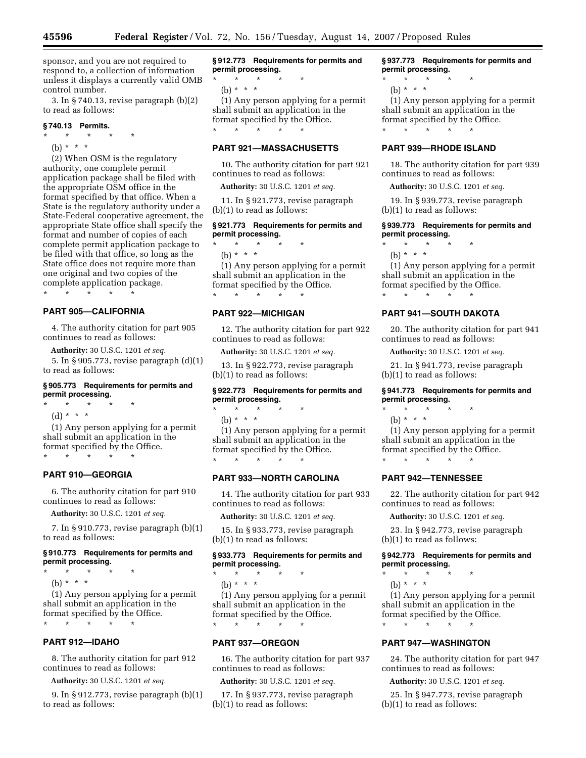sponsor, and you are not required to respond to, a collection of information unless it displays a currently valid OMB control number.

3. In § 740.13, revise paragraph (b)(2) to read as follows:

**§ 740.13 Permits.**

\* \* \* \* \*

(b) \* \* \*

(2) When OSM is the regulatory authority, one complete permit application package shall be filed with the appropriate OSM office in the format specified by that office. When a State is the regulatory authority under a State-Federal cooperative agreement, the appropriate State office shall specify the format and number of copies of each complete permit application package to be filed with that office, so long as the State office does not require more than one original and two copies of the complete application package.

\* \* \* \* \*

## PART 905—CALIFORNIA

4. The authority citation for part 905 continues to read as follows:

**Authority:** 30 U.S.C. 1201 *et seq.*

5. In § 905.773, revise paragraph (d)(1) to read as follows:

**§ 905.773 Requirements for permits and permit processing.**

\* \* \* \* \*

(d) \* \* \*

(1) Any person applying for a permit shall submit an application in the format specified by the Office.

\* \* \* \* \*

## PART 910—GEORGIA

6. The authority citation for part 910 continues to read as follows:

**Authority:** 30 U.S.C. 1201 *et seq.*

7. In § 910.773, revise paragraph (b)(1) to read as follows:

**§ 910.773 Requirements for permits and permit processing.**

\* \* \* \* \*

(b) \* \* \*

(1) Any person applying for a permit shall submit an application in the format specified by the Office.

\* \* \* \* \*

## PART 912—IDAHO

8. The authority citation for part 912 continues to read as follows:

**Authority:** 30 U.S.C. 1201 *et seq.*

9. In § 912.773, revise paragraph (b)(1) to read as follows:

**§ 912.773 Requirements for permits and permit processing.**

\* \* \* \* \*

(b) \* \* \*

(1) Any person applying for a permit shall submit an application in the format specified by the Office.

\* \* \* \* \*

## PART 921—MASSACHUSETTS

10. The authority citation for part 921 continues to read as follows:

**Authority:** 30 U.S.C. 1201 *et seq.*

11. In § 921.773, revise paragraph (b)(1) to read as follows:

**§ 921.773 Requirements for permits and permit processing.**

\* \* \* \* \*

(b) \* \* \*

(1) Any person applying for a permit shall submit an application in the format specified by the Office.

\* \* \* \* \*

## PART 922—MICHIGAN

12. The authority citation for part 922 continues to read as follows:

**Authority:** 30 U.S.C. 1201 *et seq.*

13. In § 922.773, revise paragraph (b)(1) to read as follows:

**§ 922.773 Requirements for permits and permit processing.**

\* \* \* \* \*

(b) \* \* \*

(1) Any person applying for a permit shall submit an application in the format specified by the Office.

\* \* \* \* \*

## PART 933—NORTH CAROLINA

14. The authority citation for part 933 continues to read as follows:

**Authority:** 30 U.S.C. 1201 *et seq.*

15. In § 933.773, revise paragraph (b)(1) to read as follows:

**§ 933.773 Requirements for permits and permit processing.**

\* \* \* \* \*

(b) \* \* \*

(1) Any person applying for a permit shall submit an application in the format specified by the Office.

\* \* \* \* \*

## PART 937—OREGON

16. The authority citation for part 937 continues to read as follows:

**Authority:** 30 U.S.C. 1201 *et seq.*

17. In § 937.773, revise paragraph (b)(1) to read as follows:

**§ 937.773 Requirements for permits and permit processing.**

\* \* \* \* \*

(b) \* \* \*

(1) Any person applying for a permit shall submit an application in the format specified by the Office.

\* \* \* \* \*

## PART 939—RHODE ISLAND

18. The authority citation for part 939 continues to read as follows:

**Authority:** 30 U.S.C. 1201 *et seq.*

19. In § 939.773, revise paragraph (b)(1) to read as follows:

**§ 939.773 Requirements for permits and permit processing.**

\* \* \* \* \*

(b) \* \* \*

(1) Any person applying for a permit shall submit an application in the format specified by the Office.

\* \* \* \* \*

## PART 941—SOUTH DAKOTA

20. The authority citation for part 941 continues to read as follows:

**Authority:** 30 U.S.C. 1201 *et seq.*

21. In § 941.773, revise paragraph (b)(1) to read as follows:

**§ 941.773 Requirements for permits and permit processing.**

\* \* \* \* \*

(b) \* \* \*

(1) Any person applying for a permit shall submit an application in the format specified by the Office.

\* \* \* \* \*

## PART 942—TENNESSEE

22. The authority citation for part 942 continues to read as follows:

**Authority:** 30 U.S.C. 1201 *et seq.*

23. In § 942.773, revise paragraph (b)(1) to read as follows:

**§ 942.773 Requirements for permits and permit processing.**

\* \* \* \* \*

(b) \* \* \*

(1) Any person applying for a permit shall submit an application in the format specified by the Office.

\* \* \* \* \*

## PART 947—WASHINGTON

24. The authority citation for part 947 continues to read as follows:

**Authority:** 30 U.S.C. 1201 *et seq.*

25. In § 947.773, revise paragraph (b)(1) to read as follows: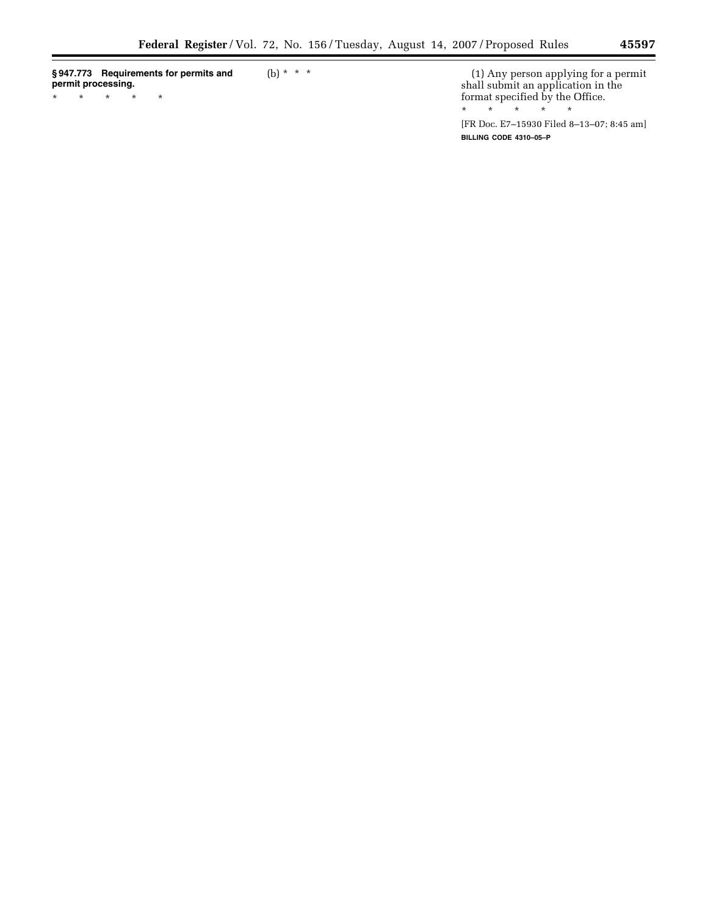**§ 947.773 Requirements for permits and permit processing.**

\* \* \* \* \*

(b) \* \* \*

(1) Any person applying for a permit shall submit an application in the format specified by the Office.

\* \* \* \* \*

[FR Doc. E7–15930 Filed 8–13–07; 8:45 am]

**BILLING CODE 4310–05–P**